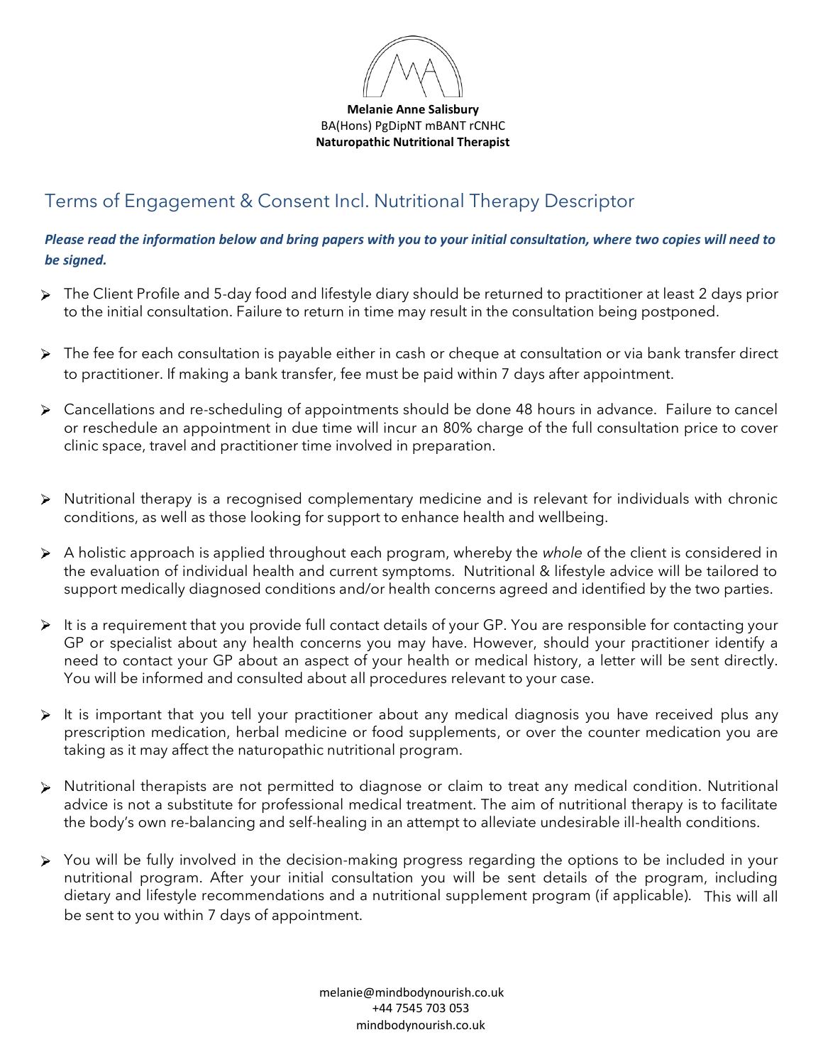**Melanie Anne Salisbury**
BA(Hons) PgDipNT mBANT rCNHC
**Naturopathic Nutritional Therapist**

# Terms of Engagement & Consent Incl. Nutritional Therapy Descriptor

***Please read the information below and bring papers with you to your initial consultation, where two copies will need to be signed.***

- The Client Profile and 5-day food and lifestyle diary should be returned to practitioner at least 2 days prior to the initial consultation. Failure to return in time may result in the consultation being postponed.
- The fee for each consultation is payable either in cash or cheque at consultation or via bank transfer direct to practitioner. If making a bank transfer, fee must be paid within 7 days after appointment.
- Cancellations and re-scheduling of appointments should be done 48 hours in advance. Failure to cancel or reschedule an appointment in due time will incur an 80% charge of the full consultation price to cover clinic space, travel and practitioner time involved in preparation.
- Nutritional therapy is a recognised complementary medicine and is relevant for individuals with chronic conditions, as well as those looking for support to enhance health and wellbeing.
- A holistic approach is applied throughout each program, whereby the *whole* of the client is considered in the evaluation of individual health and current symptoms. Nutritional & lifestyle advice will be tailored to support medically diagnosed conditions and/or health concerns agreed and identified by the two parties.
- It is a requirement that you provide full contact details of your GP. You are responsible for contacting your GP or specialist about any health concerns you may have. However, should your practitioner identify a need to contact your GP about an aspect of your health or medical history, a letter will be sent directly. You will be informed and consulted about all procedures relevant to your case.
- It is important that you tell your practitioner about any medical diagnosis you have received plus any prescription medication, herbal medicine or food supplements, or over the counter medication you are taking as it may affect the naturopathic nutritional program.
- Nutritional therapists are not permitted to diagnose or claim to treat any medical condition. Nutritional advice is not a substitute for professional medical treatment. The aim of nutritional therapy is to facilitate the body's own re-balancing and self-healing in an attempt to alleviate undesirable ill-health conditions.
- You will be fully involved in the decision-making progress regarding the options to be included in your nutritional program. After your initial consultation you will be sent details of the program, including dietary and lifestyle recommendations and a nutritional supplement program (if applicable). This will all be sent to you within 7 days of appointment.

melanie@mindbodynourish.co.uk
+44 7545 703 053
mindbodynourish.co.uk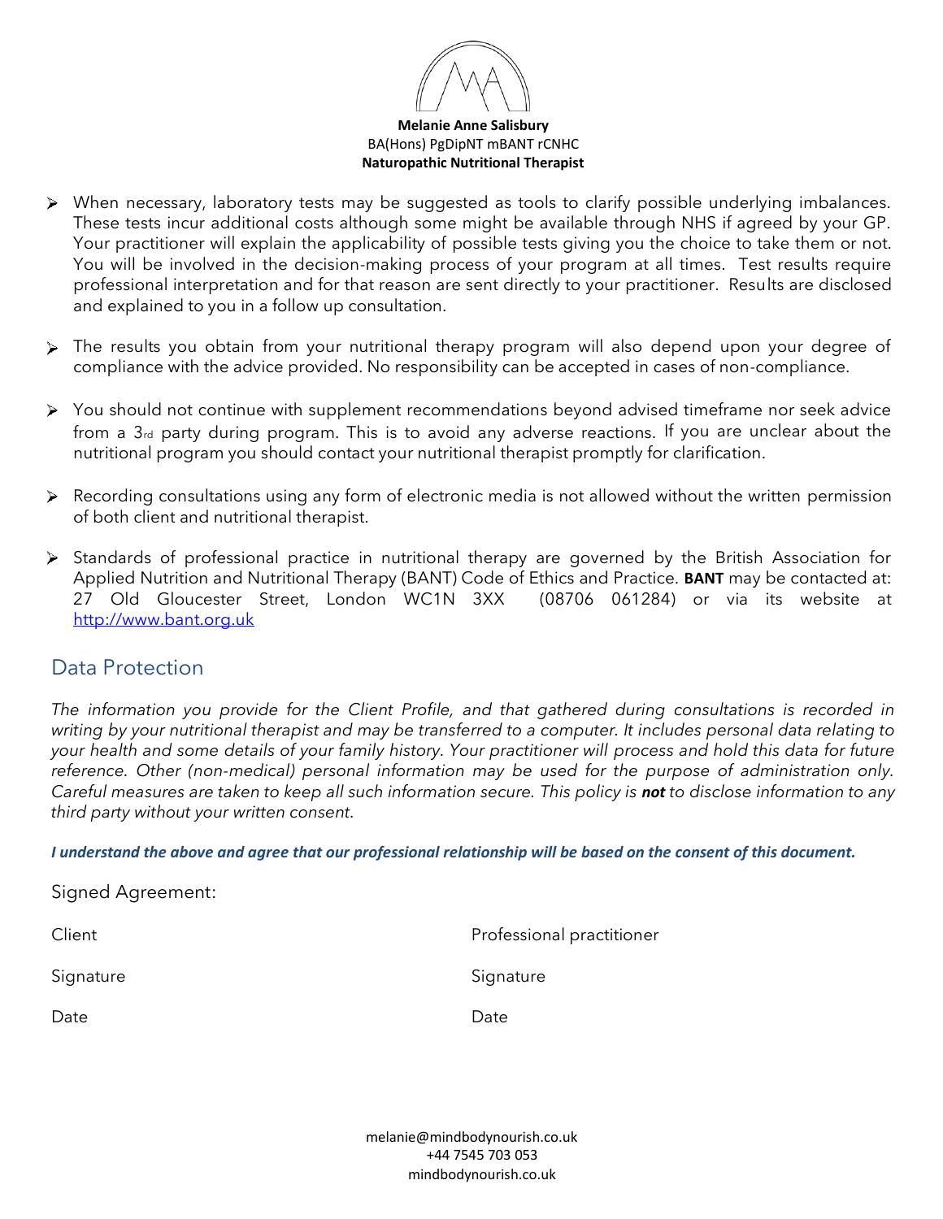**Melanie Anne Salisbury**
BA(Hons) PgDipNT mBANT rCNHC
**Naturopathic Nutritional Therapist**

- When necessary, laboratory tests may be suggested as tools to clarify possible underlying imbalances. These tests incur additional costs although some might be available through NHS if agreed by your GP. Your practitioner will explain the applicability of possible tests giving you the choice to take them or not. You will be involved in the decision-making process of your program at all times. Test results require professional interpretation and for that reason are sent directly to your practitioner. Results are disclosed and explained to you in a follow up consultation.

- The results you obtain from your nutritional therapy program will also depend upon your degree of compliance with the advice provided. No responsibility can be accepted in cases of non-compliance.

- You should not continue with supplement recommendations beyond advised timeframe nor seek advice from a 3rd party during program. This is to avoid any adverse reactions. If you are unclear about the nutritional program you should contact your nutritional therapist promptly for clarification.

- Recording consultations using any form of electronic media is not allowed without the written permission of both client and nutritional therapist.

- Standards of professional practice in nutritional therapy are governed by the British Association for Applied Nutrition and Nutritional Therapy (BANT) Code of Ethics and Practice. **BANT** may be contacted at: 27 Old Gloucester Street, London WC1N 3XX (08706 061284) or via its website at http://www.bant.org.uk

## Data Protection

*The information you provide for the Client Profile, and that gathered during consultations is recorded in writing by your nutritional therapist and may be transferred to a computer. It includes personal data relating to your health and some details of your family history. Your practitioner will process and hold this data for future reference. Other (non-medical) personal information may be used for the purpose of administration only. Careful measures are taken to keep all such information secure. This policy is **not** to disclose information to any third party without your written consent.*

***I understand the above and agree that our professional relationship will be based on the consent of this document.***

Signed Agreement:

| | |
|---|---|
| Client | Professional practitioner |
| Signature | Signature |
| Date | Date |

melanie@mindbodynourish.co.uk
+44 7545 703 053
mindbodynourish.co.uk